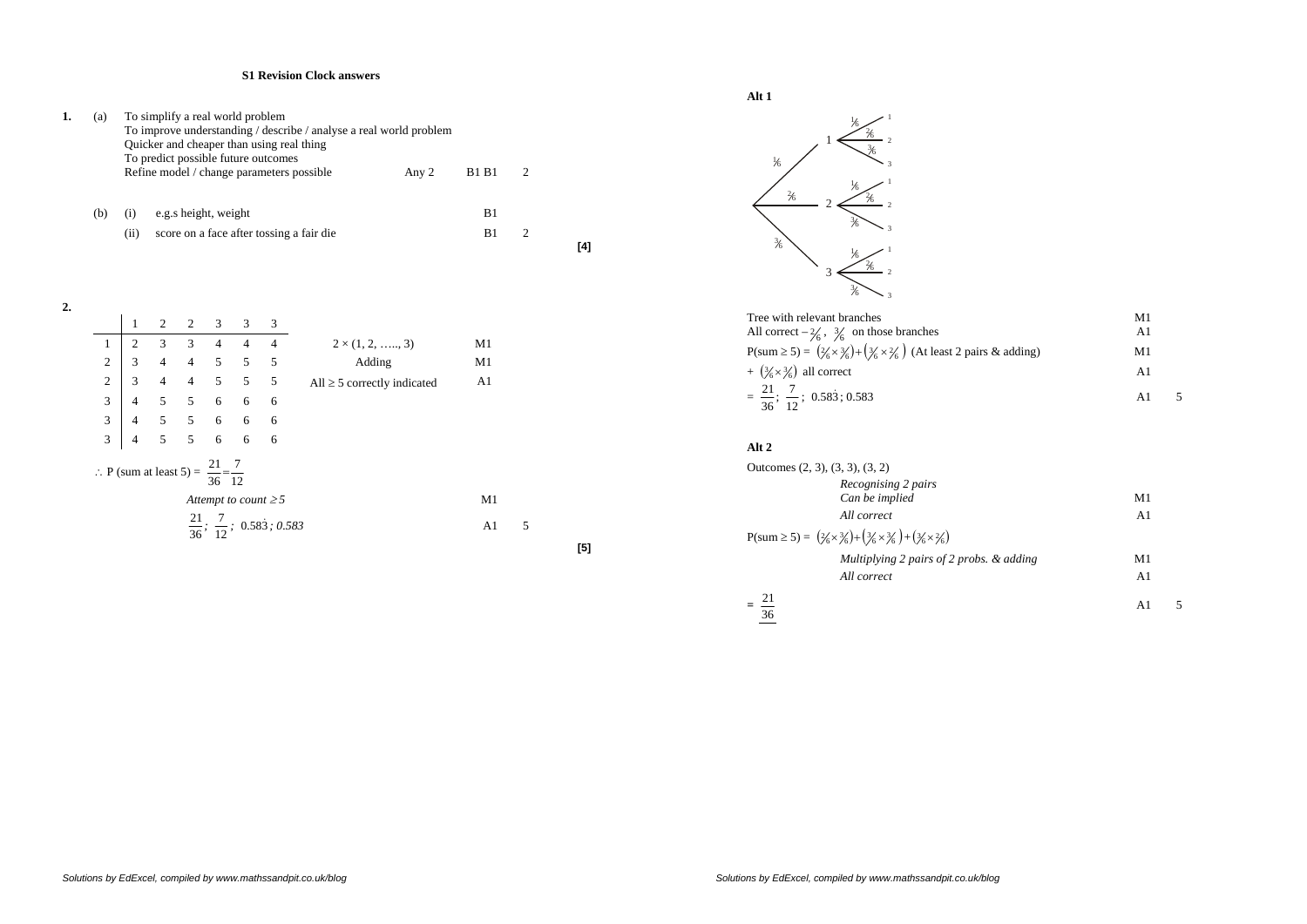# S1 Revision Clock answers

**1.** (a) To simplify a real world problem
To improve understanding / describe / analyse a real world problem
Quicker and cheaper than using real thing
To predict possible future outcomes
Refine model / change parameters possible — Any 2 — B1 B1 — 2

(b) (i) e.g.s height, weight — B1

(ii) score on a face after tossing a fair die — B1 — 2

**[4]**

**2.**

| | 1 | 2 | 2 | 3 | 3 | 3 |
|---|---|---|---|---|---|---|
| 1 | 2 | 3 | 3 | 4 | 4 | 4 |
| 2 | 3 | 4 | 4 | 5 | 5 | 5 |
| 2 | 3 | 4 | 4 | 5 | 5 | 5 |
| 3 | 4 | 5 | 5 | 6 | 6 | 6 |
| 3 | 4 | 5 | 5 | 6 | 6 | 6 |
| 3 | 4 | 5 | 5 | 6 | 6 | 6 |

$2 \times (1, 2, \ldots, 3)$ — M1

Adding — M1

All $\geq 5$ correctly indicated — A1

$\therefore$ P (sum at least 5) = $\frac{21}{36} = \frac{7}{12}$

*Attempt to count* $\geq 5$ — M1

$\frac{21}{36}$; $\frac{7}{12}$; $0.58\dot{3}$; *0.583* — A1 — 5

**[5]**

**Alt 1**

Tree diagram: first branch 1 ($\frac{1}{6}$), 2 ($\frac{2}{6}$), 3 ($\frac{3}{6}$); from each, second branches 1 ($\frac{1}{6}$), 2 ($\frac{2}{6}$), 3 ($\frac{3}{6}$).

Tree with relevant branches — M1

All correct – $\frac{2}{6}$, $\frac{3}{6}$ on those branches — A1

P(sum $\geq$ 5) = $\left(\frac{2}{6} \times \frac{3}{6}\right) + \left(\frac{3}{6} \times \frac{2}{6}\right)$ (At least 2 pairs & adding) — M1

$+ \left(\frac{3}{6} \times \frac{3}{6}\right)$ all correct — A1

$= \frac{21}{36}$; $\frac{7}{12}$; $0.58\dot{3}$; 0.583 — A1 — 5

**Alt 2**

Outcomes (2, 3), (3, 3), (3, 2)

*Recognising 2 pairs*
*Can be implied* — M1

*All correct* — A1

P(sum $\geq$ 5) = $\left(\frac{2}{6} \times \frac{3}{6}\right) + \left(\frac{3}{6} \times \frac{3}{6}\right) + \left(\frac{3}{6} \times \frac{2}{6}\right)$

*Multiplying 2 pairs of 2 probs. & adding* — M1

*All correct* — A1

$= \frac{21}{36}$ — A1 — 5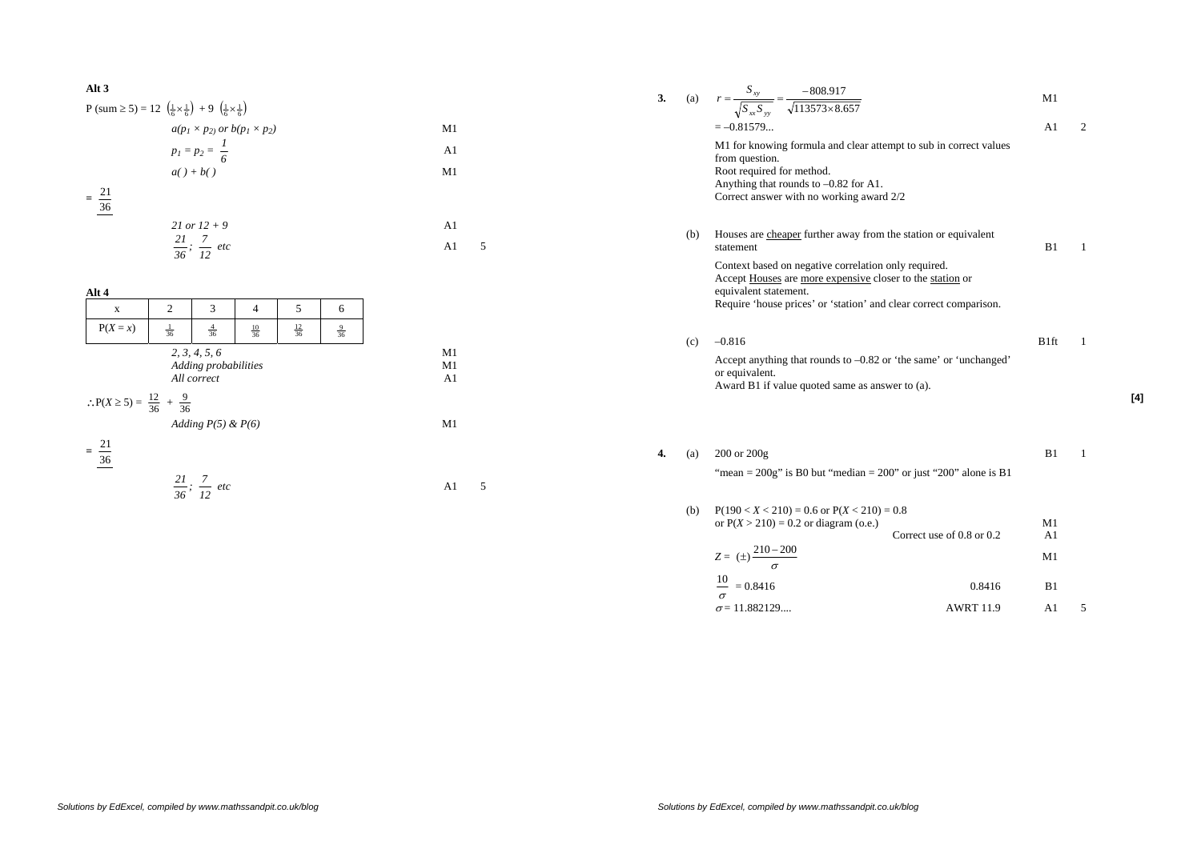**Alt 3**

P (sum ≥ 5) = 12 $\left(\frac{1}{6}\times\frac{1}{6}\right)$ + 9 $\left(\frac{1}{6}\times\frac{1}{6}\right)$

| | | |
|---|---|---|
| $a(p_1 \times p_2)$ *or* $b(p_1 \times p_2)$ | M1 | |
| $p_1 = p_2 = \dfrac{1}{6}$ | A1 | |
| $a(\ ) + b(\ )$ | M1 | |

$= \dfrac{21}{36}$

| | | |
|---|---|---|
| *21 or 12 + 9* | A1 | |
| $\dfrac{21}{36}$; $\dfrac{7}{12}$ *etc* | A1 | 5 |

**Alt 4**

| x | 2 | 3 | 4 | 5 | 6 |
|---|---|---|---|---|---|
| P($X = x$) | $\frac{1}{36}$ | $\frac{4}{36}$ | $\frac{10}{36}$ | $\frac{12}{36}$ | $\frac{9}{36}$ |

| | | |
|---|---|---|
| *2, 3, 4, 5, 6* | M1 | |
| *Adding probabilities* | M1 | |
| *All correct* | A1 | |

$\therefore P(X \geq 5) = \frac{12}{36} + \frac{9}{36}$

| | | |
|---|---|---|
| *Adding P(5) & P(6)* | M1 | |

$= \dfrac{21}{36}$

| | | |
|---|---|---|
| $\dfrac{21}{36}$; $\dfrac{7}{12}$ *etc* | A1 | 5 |

**3.** (a) $r = \dfrac{S_{xy}}{\sqrt{S_{xx}S_{yy}}} = \dfrac{-808.917}{\sqrt{113573 \times 8.657}}$ M1

$= -0.81579...$ A1 2

M1 for knowing formula and clear attempt to sub in correct values from question.
Root required for method.
Anything that rounds to –0.82 for A1.
Correct answer with no working award 2/2

(b) Houses are cheaper further away from the station or equivalent statement B1 1

Context based on negative correlation only required.
Accept Houses are more expensive closer to the station or equivalent statement.
Require 'house prices' or 'station' and clear correct comparison.

(c) –0.816 B1ft 1

Accept anything that rounds to –0.82 or 'the same' or 'unchanged' or equivalent.
Award B1 if value quoted same as answer to (a).

**[4]**

**4.** (a) 200 or 200g B1 1

"mean = 200g" is B0 but "median = 200" or just "200" alone is B1

(b) $P(190 < X < 210) = 0.6$ or $P(X < 210) = 0.8$ or $P(X > 210) = 0.2$ or diagram (o.e.) M1

Correct use of 0.8 or 0.2 A1

$Z = (\pm)\dfrac{210 - 200}{\sigma}$ M1

$\dfrac{10}{\sigma} = 0.8416$ 0.8416 B1

$\sigma = 11.882129....$ AWRT 11.9 A1 5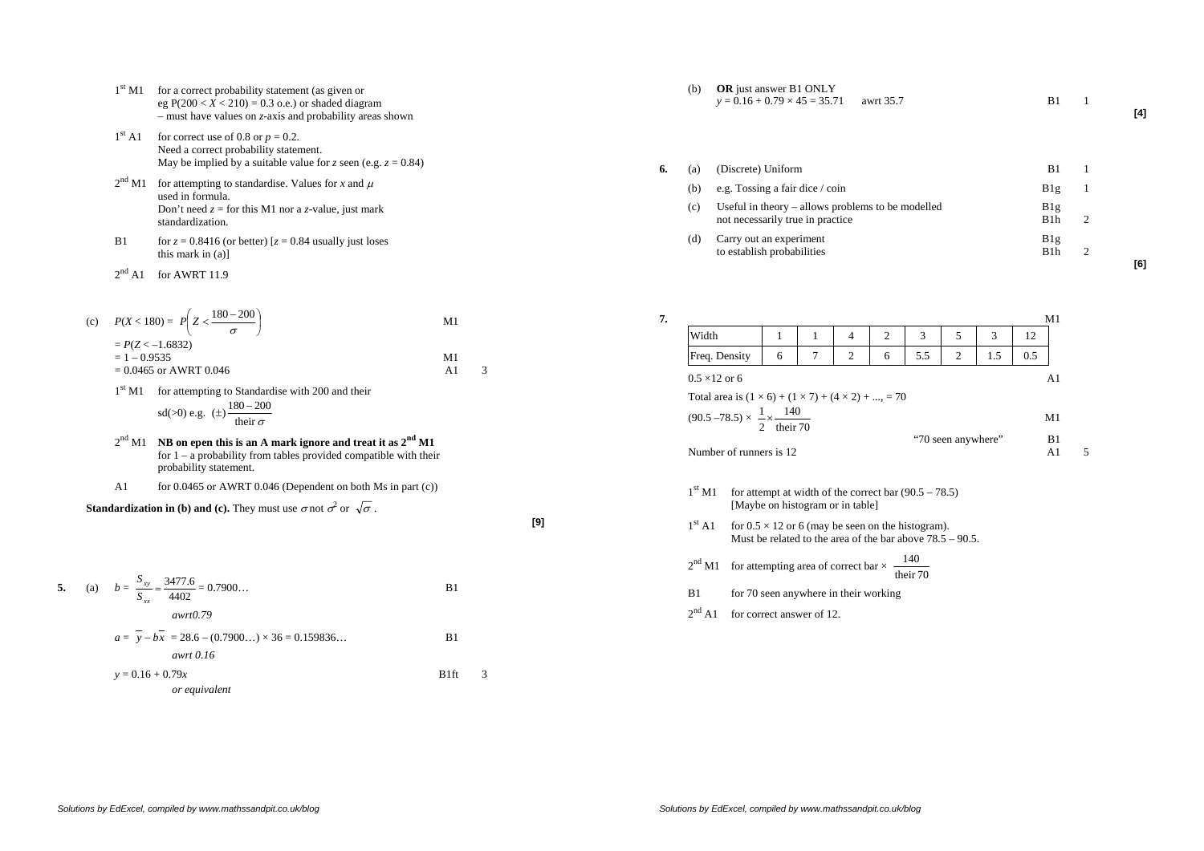$1^{st}$ M1 for a correct probability statement (as given or eg $P(200 < X < 210) = 0.3$ o.e.) or shaded diagram – must have values on $z$-axis and probability areas shown

$1^{st}$ A1 for correct use of 0.8 or $p = 0.2$. Need a correct probability statement. May be implied by a suitable value for $z$ seen (e.g. $z = 0.84$)

$2^{nd}$ M1 for attempting to standardise. Values for $x$ and $\mu$ used in formula. Don't need $z$ = for this M1 nor a $z$-value, just mark standardization.

B1 for $z = 0.8416$ (or better) [$z = 0.84$ usually just loses this mark in (a)]

$2^{nd}$ A1 for AWRT 11.9

(c) $P(X < 180) = P\left(Z < \frac{180 - 200}{\sigma}\right)$ M1

$= P(Z < -1.6832)$

$= 1 - 0.9535$ M1

$= 0.0465$ or AWRT 0.046 A1 3

$1^{st}$ M1 for attempting to Standardise with 200 and their sd(>0) e.g. $(\pm)\frac{180-200}{\text{their } \sigma}$

$2^{nd}$ M1 **NB on epen this is an A mark ignore and treat it as $2^{nd}$ M1** for 1 – a probability from tables provided compatible with their probability statement.

A1 for 0.0465 or AWRT 0.046 (Dependent on both Ms in part (c))

**Standardization in (b) and (c).** They must use $\sigma$ not $\sigma^2$ or $\sqrt{\sigma}$.

**[9]**

**5.** (a) $b = \frac{S_{xy}}{S_{xx}} = \frac{3477.6}{4402} = 0.7900\ldots$ B1

*awrt0.79*

$a = \bar{y} - b\bar{x} = 28.6 - (0.7900\ldots) \times 36 = 0.159836\ldots$ B1

*awrt 0.16*

$y = 0.16 + 0.79x$ B1ft 3

*or equivalent*

(b) **OR** just answer B1 ONLY

$y = 0.16 + 0.79 \times 45 = 35.71$ awrt 35.7 B1 1

**[4]**

**6.** (a) (Discrete) Uniform B1 1

(b) e.g. Tossing a fair dice / coin B1g 1

(c) Useful in theory – allows problems to be modelled B1g
not necessarily true in practice B1h 2

(d) Carry out an experiment B1g
to establish probabilities B1h 2

**[6]**

**7.** M1

| Width | 1 | 1 | 4 | 2 | 3 | 5 | 3 | 12 |
|---|---|---|---|---|---|---|---|---|
| Freq. Density | 6 | 7 | 2 | 6 | 5.5 | 2 | 1.5 | 0.5 |

$0.5 \times 12$ or 6 A1

Total area is $(1 \times 6) + (1 \times 7) + (4 \times 2) + \ldots, = 70$

$(90.5 - 78.5) \times \frac{1}{2} \times \frac{140}{\text{their } 70}$ M1

"70 seen anywhere" B1

Number of runners is 12 A1 5

$1^{st}$ M1 for attempt at width of the correct bar $(90.5 - 78.5)$ [Maybe on histogram or in table]

$1^{st}$ A1 for $0.5 \times 12$ or 6 (may be seen on the histogram). Must be related to the area of the bar above $78.5 - 90.5$.

$2^{nd}$ M1 for attempting area of correct bar $\times \frac{140}{\text{their } 70}$

B1 for 70 seen anywhere in their working

$2^{nd}$ A1 for correct answer of 12.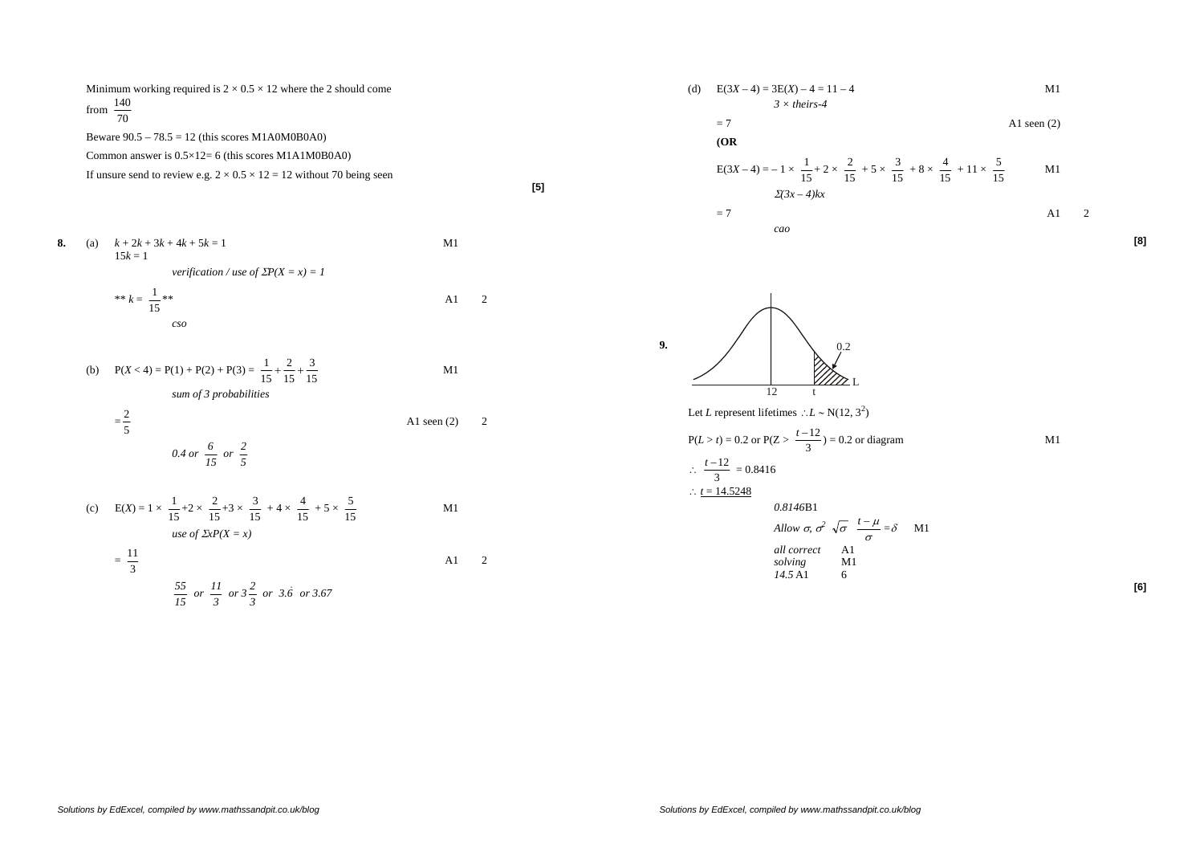Minimum working required is $2 \times 0.5 \times 12$ where the 2 should come from $\frac{140}{70}$

Beware $90.5 - 78.5 = 12$ (this scores M1A0M0B0A0)

Common answer is $0.5 \times 12 = 6$ (this scores M1A1M0B0A0)

If unsure send to review e.g. $2 \times 0.5 \times 12 = 12$ without 70 being seen

**[5]**

**8.** (a) $k + 2k + 3k + 4k + 5k = 1$ M1

$15k = 1$

*verification / use of $\Sigma P(X = x) = 1$*

** $k = \frac{1}{15}$ ** A1 2

*cso*

(b) $P(X < 4) = P(1) + P(2) + P(3) = \frac{1}{15} + \frac{2}{15} + \frac{3}{15}$ M1

*sum of 3 probabilities*

$= \frac{2}{5}$ A1 seen (2) 2

*0.4 or $\frac{6}{15}$ or $\frac{2}{5}$*

(c) $E(X) = 1 \times \frac{1}{15} + 2 \times \frac{2}{15} + 3 \times \frac{3}{15} + 4 \times \frac{4}{15} + 5 \times \frac{5}{15}$ M1

*use of $\Sigma xP(X = x)$*

$= \frac{11}{3}$ A1 2

*$\frac{55}{15}$ or $\frac{11}{3}$ or $3\frac{2}{3}$ or $3.\dot{6}$ or 3.67*

(d) $E(3X - 4) = 3E(X) - 4 = 11 - 4$ M1

*3 × theirs-4*

$= 7$ A1 seen (2)

**(OR**

$E(3X - 4) = -1 \times \frac{1}{15} + 2 \times \frac{2}{15} + 5 \times \frac{3}{15} + 8 \times \frac{4}{15} + 11 \times \frac{5}{15}$ M1

*$\Sigma(3x - 4)kx$*

$= 7$ A1 2

*cao*

**[8]**

**9.**

Let $L$ represent lifetimes $\therefore L \sim N(12, 3^2)$

$P(L > t) = 0.2$ or $P(Z > \frac{t-12}{3}) = 0.2$ or diagram M1

$\therefore \frac{t-12}{3} = 0.8416$

$\therefore \underline{t = 14.5248}$

*0.8146* B1

*Allow $\sigma, \sigma^2$ $\sqrt{\sigma}$ $\frac{t-\mu}{\sigma} = \delta$* M1

*all correct* A1

*solving* M1

*14.5* A1 6

**[6]**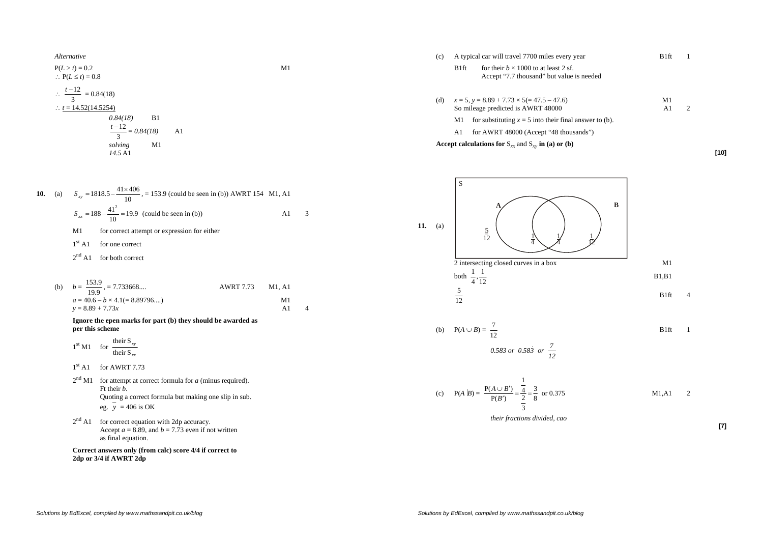*Alternative*

$P(L > t) = 0.2$ M1

$\therefore P(L \le t) = 0.8$

$\therefore \frac{t-12}{3} = 0.84(18)$

$\therefore \underline{t = 14.52(14.5254)}$

*0.84(18)* B1

$\frac{t-12}{3} = 0.84(18)$ A1

*solving* M1

*14.5* A1

**10.** (a) $S_{xy} = 1818.5 - \frac{41 \times 406}{10}$, = 153.9 (could be seen in (b)) AWRT 154 M1, A1

$S_{xx} = 188 - \frac{41^2}{10} = 19.9$ (could be seen in (b)) A1 3

M1 for correct attempt or expression for either

1st A1 for one correct

2nd A1 for both correct

(b) $b = \frac{153.9}{19.9}$, = 7.733668.... AWRT 7.73 M1, A1

$a = 40.6 - b \times 4.1 (= 8.89796....)$ M1

$y = 8.89 + 7.73x$ A1 4

**Ignore the epen marks for part (b) they should be awarded as per this scheme**

1st M1 for $\frac{\text{their } S_{xy}}{\text{their } S_{xx}}$

1st A1 for AWRT 7.73

2nd M1 for attempt at correct formula for $a$ (minus required). Ft their $b$. Quoting a correct formula but making one slip in sub. eg. $\bar{y} = 406$ is OK

2nd A1 for correct equation with 2dp accuracy. Accept $a = 8.89$, and $b = 7.73$ even if not written as final equation.

**Correct answers only (from calc) score 4/4 if correct to 2dp or 3/4 if AWRT 2dp**

(c) A typical car will travel 7700 miles every year B1ft 1

B1ft for their $b \times 1000$ to at least 2 sf. Accept "7.7 thousand" but value is needed

(d) $x = 5$, $y = 8.89 + 7.73 \times 5 (= 47.5 - 47.6)$ M1

So mileage predicted is AWRT 48000 A1 2

M1 for substituting $x = 5$ into their final answer to (b).

A1 for AWRT 48000 (Accept "48 thousands")

**Accept calculations for $S_{xx}$ and $S_{xy}$ in (a) or (b)**

**[10]**

**11.** (a)

S

A B

$\frac{5}{12}$ $\frac{1}{4}$ $\frac{1}{4}$ $\frac{1}{12}$

2 intersecting closed curves in a box M1

both $\frac{1}{4}, \frac{1}{12}$ B1,B1

$\frac{5}{12}$ B1ft 4

(b) $P(A \cup B) = \frac{7}{12}$ B1ft 1

*0.583 or* $0.58\dot{3}$ *or* $\frac{7}{12}$

(c) $P(A|B) = \frac{P(A \cup B')}{P(B')} = \frac{\frac{1}{4}}{\frac{2}{3}} = \frac{3}{8}$ or 0.375 M1,A1 2

*their fractions divided, cao*

**[7]**